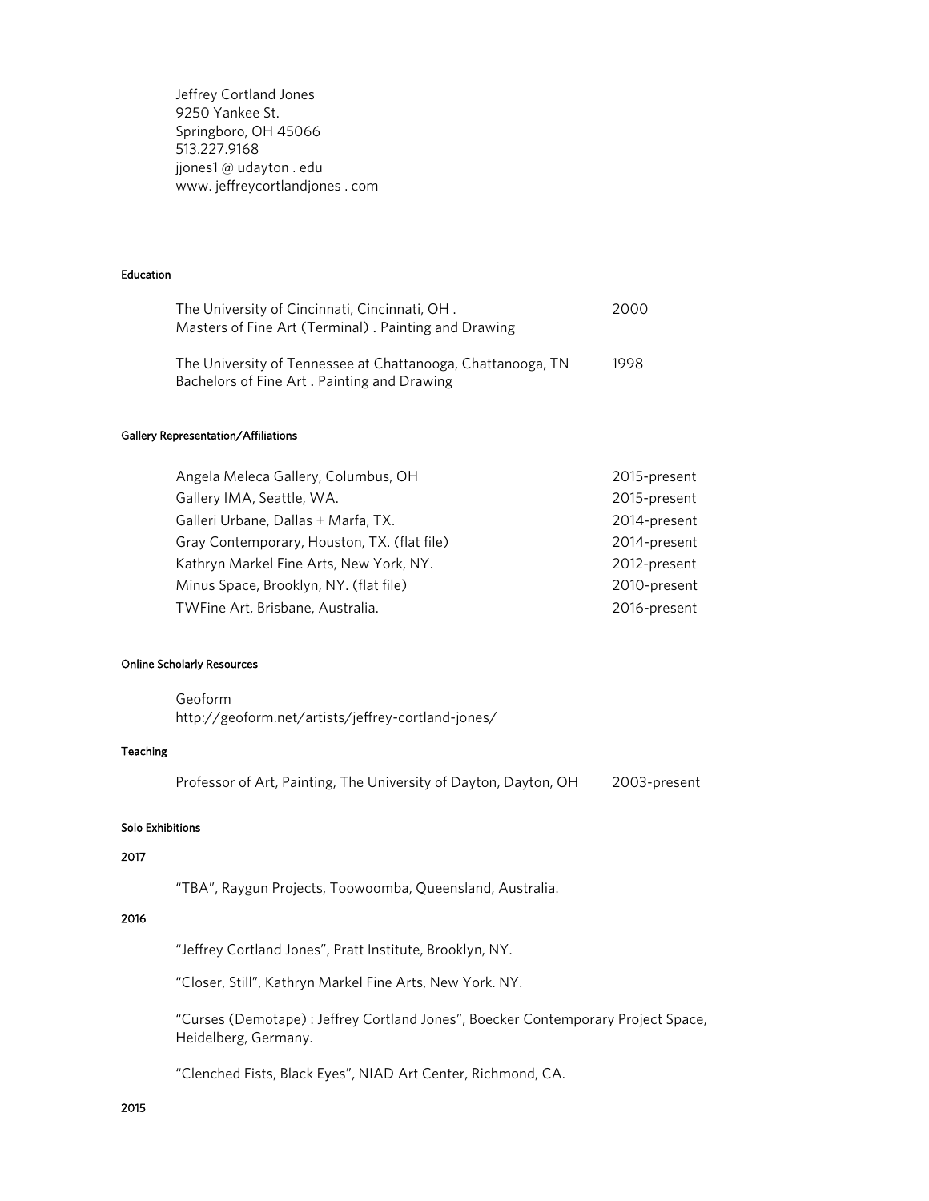Jeffrey Cortland Jones
9250 Yankee St.
Springboro, OH 45066
513.227.9168
jjones1 @ udayton . edu
www. jeffreycortlandjones . com

## Education

| | |
|---|---|
| The University of Cincinnati, Cincinnati, OH .<br>Masters of Fine Art (Terminal) . Painting and Drawing | 2000 |
| The University of Tennessee at Chattanooga, Chattanooga, TN<br>Bachelors of Fine Art . Painting and Drawing | 1998 |

## Gallery Representation/Affiliations

| | |
|---|---|
| Angela Meleca Gallery, Columbus, OH | 2015-present |
| Gallery IMA, Seattle, WA. | 2015-present |
| Galleri Urbane, Dallas + Marfa, TX. | 2014-present |
| Gray Contemporary, Houston, TX. (flat file) | 2014-present |
| Kathryn Markel Fine Arts, New York, NY. | 2012-present |
| Minus Space, Brooklyn, NY. (flat file) | 2010-present |
| TWFine Art, Brisbane, Australia. | 2016-present |

## Online Scholarly Resources

Geoform
http://geoform.net/artists/jeffrey-cortland-jones/

## Teaching

| | |
|---|---|
| Professor of Art, Painting, The University of Dayton, Dayton, OH | 2003-present |

## Solo Exhibitions

### 2017

"TBA", Raygun Projects, Toowoomba, Queensland, Australia.

### 2016

"Jeffrey Cortland Jones", Pratt Institute, Brooklyn, NY.

"Closer, Still", Kathryn Markel Fine Arts, New York. NY.

"Curses (Demotape) : Jeffrey Cortland Jones", Boecker Contemporary Project Space, Heidelberg, Germany.

"Clenched Fists, Black Eyes", NIAD Art Center, Richmond, CA.

### 2015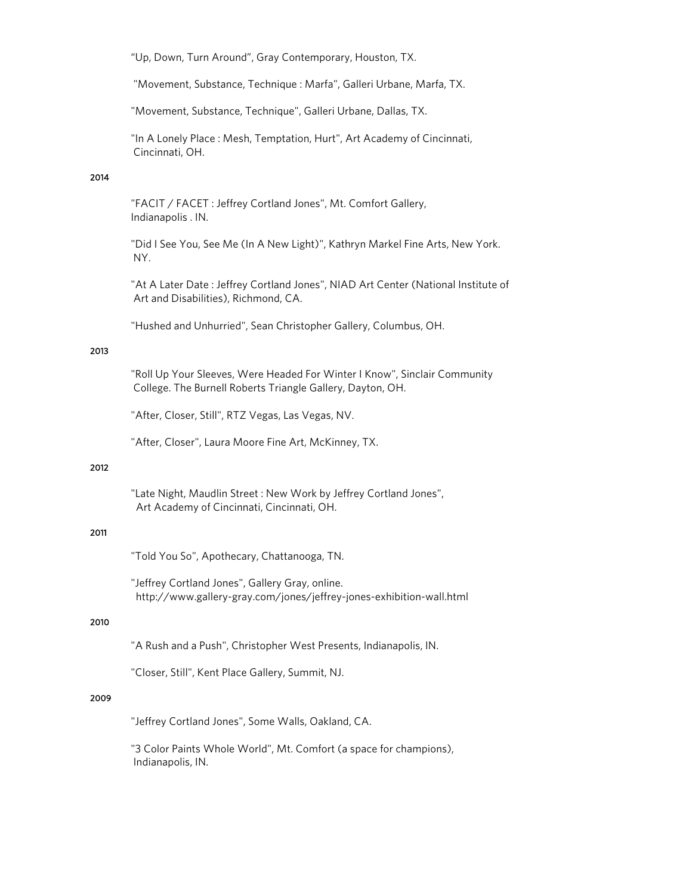"Up, Down, Turn Around", Gray Contemporary, Houston, TX.

"Movement, Substance, Technique : Marfa", Galleri Urbane, Marfa, TX.

"Movement, Substance, Technique", Galleri Urbane, Dallas, TX.

"In A Lonely Place : Mesh, Temptation, Hurt", Art Academy of Cincinnati, Cincinnati, OH.

**2014**

"FACIT / FACET : Jeffrey Cortland Jones", Mt. Comfort Gallery, Indianapolis . IN.

"Did I See You, See Me (In A New Light)", Kathryn Markel Fine Arts, New York. NY.

"At A Later Date : Jeffrey Cortland Jones", NIAD Art Center (National Institute of Art and Disabilities), Richmond, CA.

"Hushed and Unhurried", Sean Christopher Gallery, Columbus, OH.

**2013**

"Roll Up Your Sleeves, Were Headed For Winter I Know", Sinclair Community College. The Burnell Roberts Triangle Gallery, Dayton, OH.

"After, Closer, Still", RTZ Vegas, Las Vegas, NV.

"After, Closer", Laura Moore Fine Art, McKinney, TX.

**2012**

"Late Night, Maudlin Street : New Work by Jeffrey Cortland Jones", Art Academy of Cincinnati, Cincinnati, OH.

**2011**

"Told You So", Apothecary, Chattanooga, TN.

"Jeffrey Cortland Jones", Gallery Gray, online. http://www.gallery-gray.com/jones/jeffrey-jones-exhibition-wall.html

**2010**

"A Rush and a Push", Christopher West Presents, Indianapolis, IN.

"Closer, Still", Kent Place Gallery, Summit, NJ.

**2009**

"Jeffrey Cortland Jones", Some Walls, Oakland, CA.

"3 Color Paints Whole World", Mt. Comfort (a space for champions), Indianapolis, IN.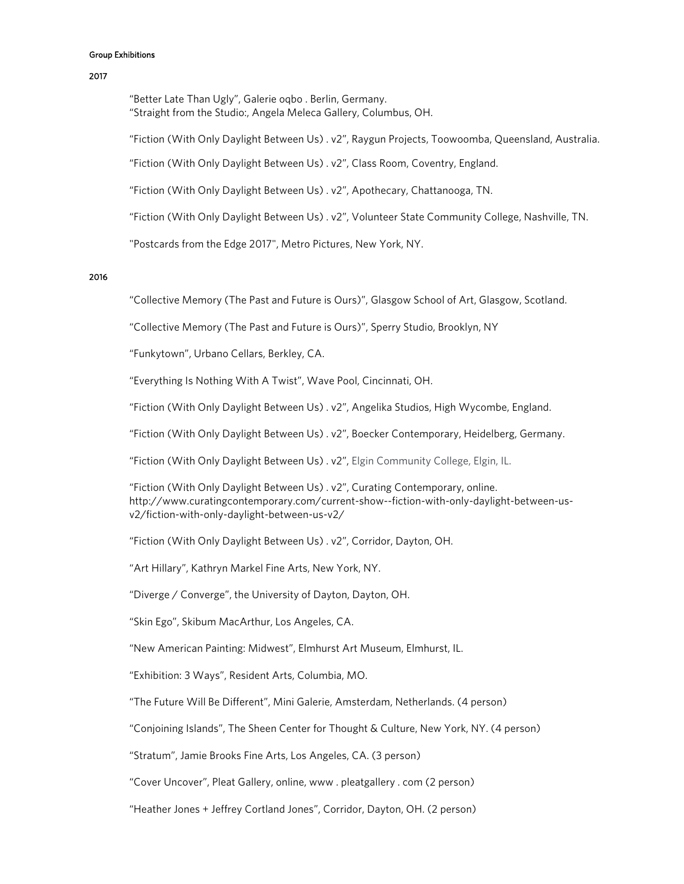## Group Exhibitions

### 2017

"Better Late Than Ugly", Galerie oqbo . Berlin, Germany.
"Straight from the Studio:, Angela Meleca Gallery, Columbus, OH.

"Fiction (With Only Daylight Between Us) . v2", Raygun Projects, Toowoomba, Queensland, Australia.

"Fiction (With Only Daylight Between Us) . v2", Class Room, Coventry, England.

"Fiction (With Only Daylight Between Us) . v2", Apothecary, Chattanooga, TN.

"Fiction (With Only Daylight Between Us) . v2", Volunteer State Community College, Nashville, TN.

"Postcards from the Edge 2017", Metro Pictures, New York, NY.

### 2016

"Collective Memory (The Past and Future is Ours)", Glasgow School of Art, Glasgow, Scotland.

"Collective Memory (The Past and Future is Ours)", Sperry Studio, Brooklyn, NY

"Funkytown", Urbano Cellars, Berkley, CA.

"Everything Is Nothing With A Twist", Wave Pool, Cincinnati, OH.

"Fiction (With Only Daylight Between Us) . v2", Angelika Studios, High Wycombe, England.

"Fiction (With Only Daylight Between Us) . v2", Boecker Contemporary, Heidelberg, Germany.

"Fiction (With Only Daylight Between Us) . v2", Elgin Community College, Elgin, IL.

"Fiction (With Only Daylight Between Us) . v2", Curating Contemporary, online.
http://www.curatingcontemporary.com/current-show--fiction-with-only-daylight-between-us-v2/fiction-with-only-daylight-between-us-v2/

"Fiction (With Only Daylight Between Us) . v2", Corridor, Dayton, OH.

"Art Hillary", Kathryn Markel Fine Arts, New York, NY.

"Diverge / Converge", the University of Dayton, Dayton, OH.

"Skin Ego", Skibum MacArthur, Los Angeles, CA.

"New American Painting: Midwest", Elmhurst Art Museum, Elmhurst, IL.

"Exhibition: 3 Ways", Resident Arts, Columbia, MO.

"The Future Will Be Different", Mini Galerie, Amsterdam, Netherlands. (4 person)

"Conjoining Islands", The Sheen Center for Thought & Culture, New York, NY. (4 person)

"Stratum", Jamie Brooks Fine Arts, Los Angeles, CA. (3 person)

"Cover Uncover", Pleat Gallery, online, www . pleatgallery . com (2 person)

"Heather Jones + Jeffrey Cortland Jones", Corridor, Dayton, OH. (2 person)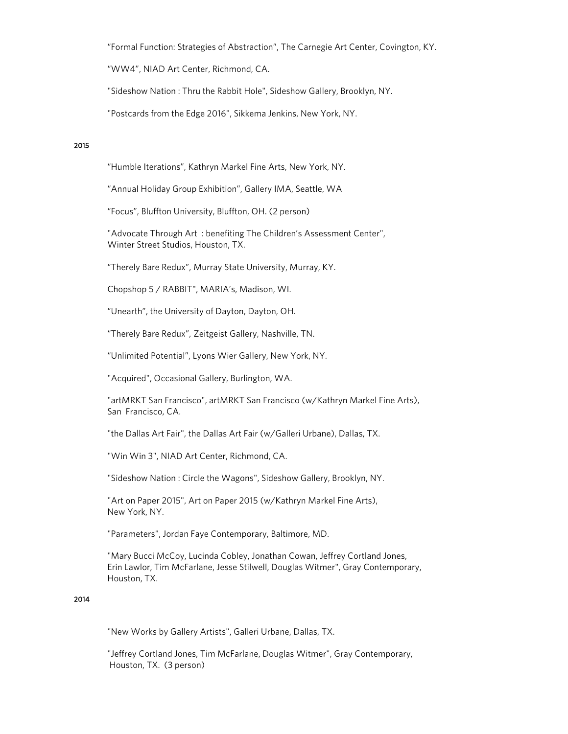"Formal Function: Strategies of Abstraction", The Carnegie Art Center, Covington, KY.

"WW4", NIAD Art Center, Richmond, CA.

"Sideshow Nation : Thru the Rabbit Hole", Sideshow Gallery, Brooklyn, NY.

"Postcards from the Edge 2016", Sikkema Jenkins, New York, NY.

**2015**

"Humble Iterations", Kathryn Markel Fine Arts, New York, NY.

"Annual Holiday Group Exhibition", Gallery IMA, Seattle, WA

"Focus", Bluffton University, Bluffton, OH. (2 person)

"Advocate Through Art : benefiting The Children's Assessment Center",
Winter Street Studios, Houston, TX.

"Therely Bare Redux", Murray State University, Murray, KY.

Chopshop 5 / RABBIT", MARIA's, Madison, WI.

"Unearth", the University of Dayton, Dayton, OH.

"Therely Bare Redux", Zeitgeist Gallery, Nashville, TN.

"Unlimited Potential", Lyons Wier Gallery, New York, NY.

"Acquired", Occasional Gallery, Burlington, WA.

"artMRKT San Francisco", artMRKT San Francisco (w/Kathryn Markel Fine Arts),
San Francisco, CA.

"the Dallas Art Fair", the Dallas Art Fair (w/Galleri Urbane), Dallas, TX.

"Win Win 3", NIAD Art Center, Richmond, CA.

"Sideshow Nation : Circle the Wagons", Sideshow Gallery, Brooklyn, NY.

"Art on Paper 2015", Art on Paper 2015 (w/Kathryn Markel Fine Arts),
New York, NY.

"Parameters", Jordan Faye Contemporary, Baltimore, MD.

"Mary Bucci McCoy, Lucinda Cobley, Jonathan Cowan, Jeffrey Cortland Jones,
Erin Lawlor, Tim McFarlane, Jesse Stilwell, Douglas Witmer", Gray Contemporary,
Houston, TX.

**2014**

"New Works by Gallery Artists", Galleri Urbane, Dallas, TX.

"Jeffrey Cortland Jones, Tim McFarlane, Douglas Witmer", Gray Contemporary,
Houston, TX. (3 person)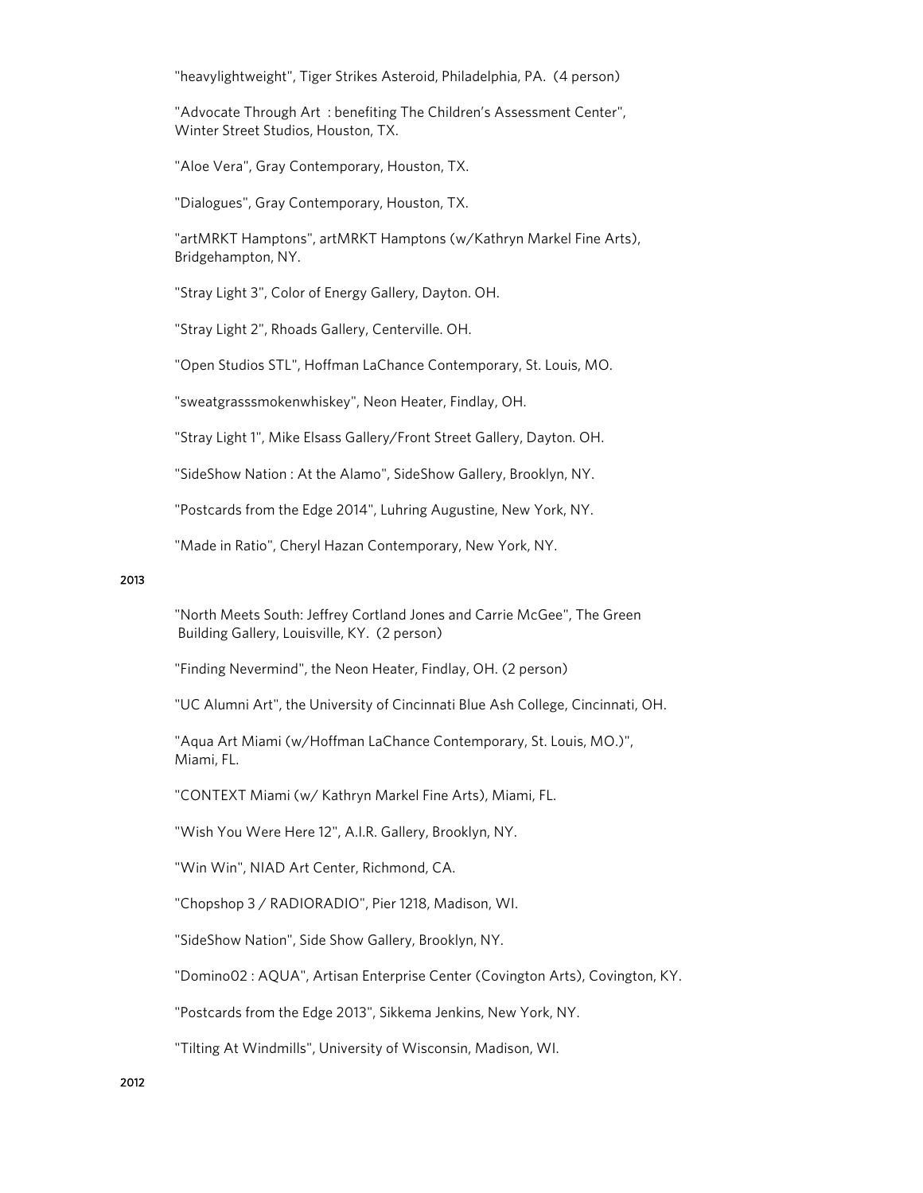"heavylightweight", Tiger Strikes Asteroid, Philadelphia, PA. (4 person)

"Advocate Through Art : benefiting The Children's Assessment Center", Winter Street Studios, Houston, TX.

"Aloe Vera", Gray Contemporary, Houston, TX.

"Dialogues", Gray Contemporary, Houston, TX.

"artMRKT Hamptons", artMRKT Hamptons (w/Kathryn Markel Fine Arts), Bridgehampton, NY.

"Stray Light 3", Color of Energy Gallery, Dayton. OH.

"Stray Light 2", Rhoads Gallery, Centerville. OH.

"Open Studios STL", Hoffman LaChance Contemporary, St. Louis, MO.

"sweatgrasssmokenwhiskey", Neon Heater, Findlay, OH.

"Stray Light 1", Mike Elsass Gallery/Front Street Gallery, Dayton. OH.

"SideShow Nation : At the Alamo", SideShow Gallery, Brooklyn, NY.

"Postcards from the Edge 2014", Luhring Augustine, New York, NY.

"Made in Ratio", Cheryl Hazan Contemporary, New York, NY.

**2013**

"North Meets South: Jeffrey Cortland Jones and Carrie McGee", The Green Building Gallery, Louisville, KY. (2 person)

"Finding Nevermind", the Neon Heater, Findlay, OH. (2 person)

"UC Alumni Art", the University of Cincinnati Blue Ash College, Cincinnati, OH.

"Aqua Art Miami (w/Hoffman LaChance Contemporary, St. Louis, MO.)", Miami, FL.

"CONTEXT Miami (w/ Kathryn Markel Fine Arts), Miami, FL.

"Wish You Were Here 12", A.I.R. Gallery, Brooklyn, NY.

"Win Win", NIAD Art Center, Richmond, CA.

"Chopshop 3 / RADIORADIO", Pier 1218, Madison, WI.

"SideShow Nation", Side Show Gallery, Brooklyn, NY.

"Domino02 : AQUA", Artisan Enterprise Center (Covington Arts), Covington, KY.

"Postcards from the Edge 2013", Sikkema Jenkins, New York, NY.

"Tilting At Windmills", University of Wisconsin, Madison, WI.

**2012**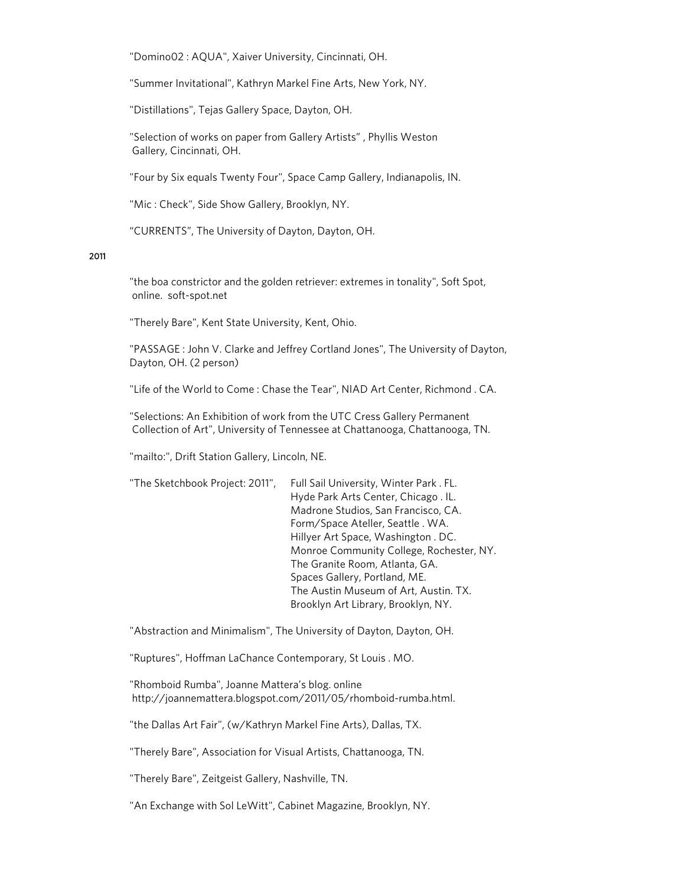"Domino02 : AQUA", Xaiver University, Cincinnati, OH.

"Summer Invitational", Kathryn Markel Fine Arts, New York, NY.

"Distillations", Tejas Gallery Space, Dayton, OH.

"Selection of works on paper from Gallery Artists" , Phyllis Weston Gallery, Cincinnati, OH.

"Four by Six equals Twenty Four", Space Camp Gallery, Indianapolis, IN.

"Mic : Check", Side Show Gallery, Brooklyn, NY.

"CURRENTS", The University of Dayton, Dayton, OH.

**2011**

"the boa constrictor and the golden retriever: extremes in tonality", Soft Spot, online. soft-spot.net

"Therely Bare", Kent State University, Kent, Ohio.

"PASSAGE : John V. Clarke and Jeffrey Cortland Jones", The University of Dayton, Dayton, OH. (2 person)

"Life of the World to Come : Chase the Tear", NIAD Art Center, Richmond . CA.

"Selections: An Exhibition of work from the UTC Cress Gallery Permanent Collection of Art", University of Tennessee at Chattanooga, Chattanooga, TN.

"mailto:", Drift Station Gallery, Lincoln, NE.

"The Sketchbook Project: 2011", Full Sail University, Winter Park . FL.
Hyde Park Arts Center, Chicago . IL.
Madrone Studios, San Francisco, CA.
Form/Space Ateller, Seattle . WA.
Hillyer Art Space, Washington . DC.
Monroe Community College, Rochester, NY.
The Granite Room, Atlanta, GA.
Spaces Gallery, Portland, ME.
The Austin Museum of Art, Austin. TX.
Brooklyn Art Library, Brooklyn, NY.

"Abstraction and Minimalism", The University of Dayton, Dayton, OH.

"Ruptures", Hoffman LaChance Contemporary, St Louis . MO.

"Rhomboid Rumba", Joanne Mattera's blog. online http://joannemattera.blogspot.com/2011/05/rhomboid-rumba.html.

"the Dallas Art Fair", (w/Kathryn Markel Fine Arts), Dallas, TX.

"Therely Bare", Association for Visual Artists, Chattanooga, TN.

"Therely Bare", Zeitgeist Gallery, Nashville, TN.

"An Exchange with Sol LeWitt", Cabinet Magazine, Brooklyn, NY.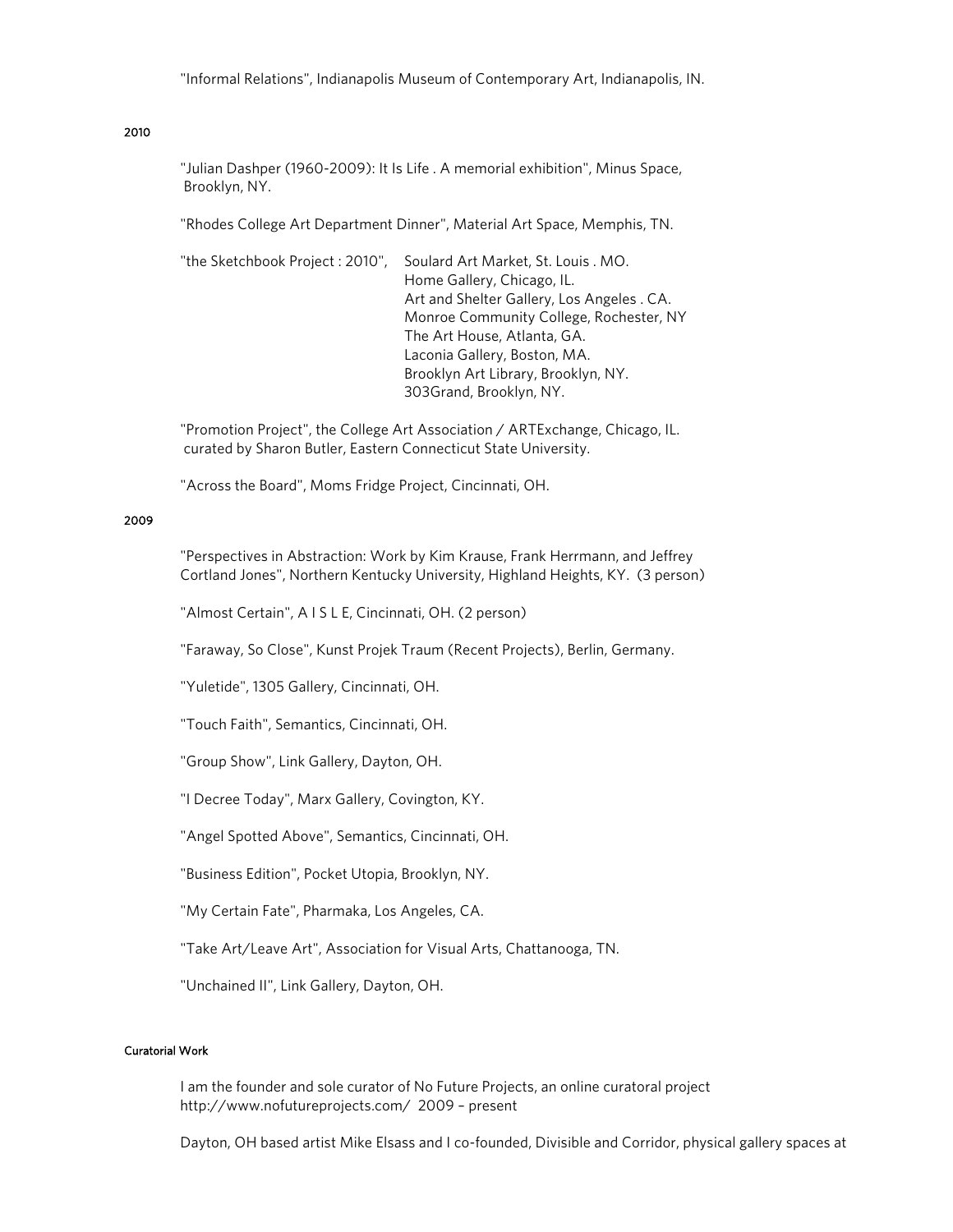"Informal Relations", Indianapolis Museum of Contemporary Art, Indianapolis, IN.

### 2010

"Julian Dashper (1960-2009): It Is Life . A memorial exhibition", Minus Space, Brooklyn, NY.

"Rhodes College Art Department Dinner", Material Art Space, Memphis, TN.

"the Sketchbook Project : 2010", Soulard Art Market, St. Louis . MO.
Home Gallery, Chicago, IL.
Art and Shelter Gallery, Los Angeles . CA.
Monroe Community College, Rochester, NY
The Art House, Atlanta, GA.
Laconia Gallery, Boston, MA.
Brooklyn Art Library, Brooklyn, NY.
303Grand, Brooklyn, NY.

"Promotion Project", the College Art Association / ARTExchange, Chicago, IL.
curated by Sharon Butler, Eastern Connecticut State University.

"Across the Board", Moms Fridge Project, Cincinnati, OH.

### 2009

"Perspectives in Abstraction: Work by Kim Krause, Frank Herrmann, and Jeffrey Cortland Jones", Northern Kentucky University, Highland Heights, KY. (3 person)

"Almost Certain", A I S L E, Cincinnati, OH. (2 person)

"Faraway, So Close", Kunst Projek Traum (Recent Projects), Berlin, Germany.

"Yuletide", 1305 Gallery, Cincinnati, OH.

"Touch Faith", Semantics, Cincinnati, OH.

"Group Show", Link Gallery, Dayton, OH.

"I Decree Today", Marx Gallery, Covington, KY.

"Angel Spotted Above", Semantics, Cincinnati, OH.

"Business Edition", Pocket Utopia, Brooklyn, NY.

"My Certain Fate", Pharmaka, Los Angeles, CA.

"Take Art/Leave Art", Association for Visual Arts, Chattanooga, TN.

"Unchained II", Link Gallery, Dayton, OH.

## Curatorial Work

I am the founder and sole curator of No Future Projects, an online curatoral project http://www.nofutureprojects.com/ 2009 – present

Dayton, OH based artist Mike Elsass and I co-founded, Divisible and Corridor, physical gallery spaces at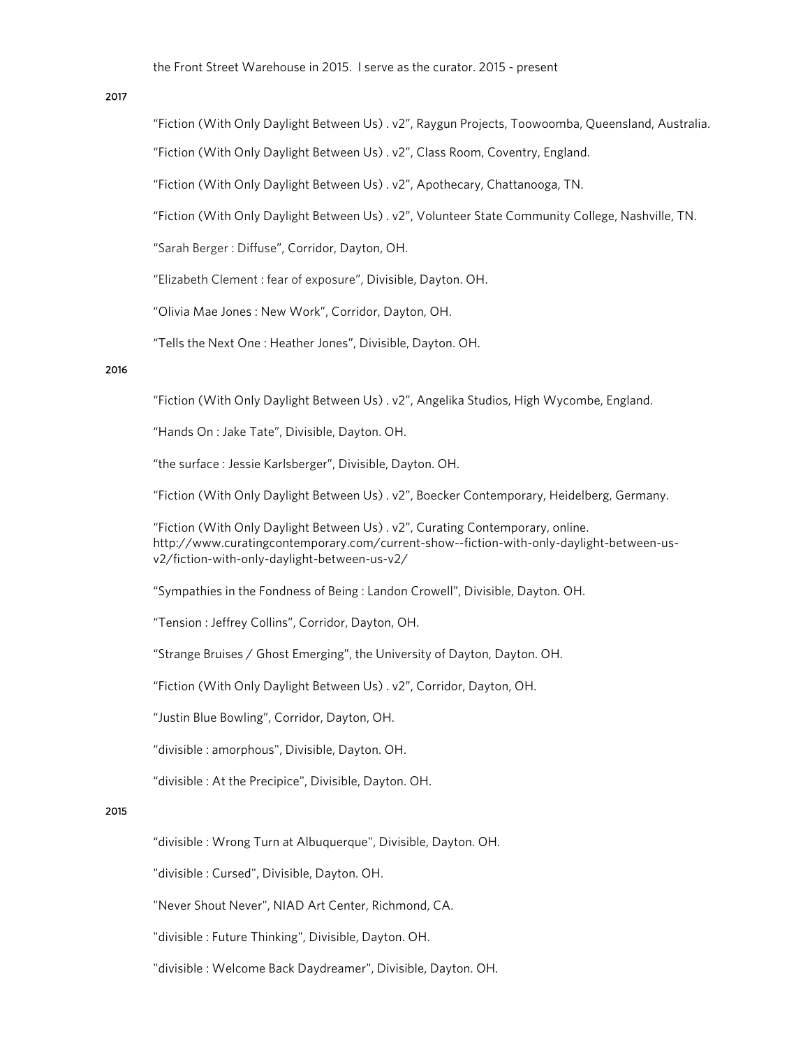the Front Street Warehouse in 2015. I serve as the curator. 2015 - present

**2017**

"Fiction (With Only Daylight Between Us) . v2", Raygun Projects, Toowoomba, Queensland, Australia.

"Fiction (With Only Daylight Between Us) . v2", Class Room, Coventry, England.

"Fiction (With Only Daylight Between Us) . v2", Apothecary, Chattanooga, TN.

"Fiction (With Only Daylight Between Us) . v2", Volunteer State Community College, Nashville, TN.

"Sarah Berger : Diffuse", Corridor, Dayton, OH.

"Elizabeth Clement : fear of exposure", Divisible, Dayton. OH.

"Olivia Mae Jones : New Work", Corridor, Dayton, OH.

"Tells the Next One : Heather Jones", Divisible, Dayton. OH.

**2016**

"Fiction (With Only Daylight Between Us) . v2", Angelika Studios, High Wycombe, England.

"Hands On : Jake Tate", Divisible, Dayton. OH.

"the surface : Jessie Karlsberger", Divisible, Dayton. OH.

"Fiction (With Only Daylight Between Us) . v2", Boecker Contemporary, Heidelberg, Germany.

"Fiction (With Only Daylight Between Us) . v2", Curating Contemporary, online.
http://www.curatingcontemporary.com/current-show--fiction-with-only-daylight-between-us-v2/fiction-with-only-daylight-between-us-v2/

"Sympathies in the Fondness of Being : Landon Crowell", Divisible, Dayton. OH.

"Tension : Jeffrey Collins", Corridor, Dayton, OH.

"Strange Bruises / Ghost Emerging", the University of Dayton, Dayton. OH.

"Fiction (With Only Daylight Between Us) . v2", Corridor, Dayton, OH.

"Justin Blue Bowling", Corridor, Dayton, OH.

"divisible : amorphous", Divisible, Dayton. OH.

"divisible : At the Precipice", Divisible, Dayton. OH.

**2015**

"divisible : Wrong Turn at Albuquerque", Divisible, Dayton. OH.

"divisible : Cursed", Divisible, Dayton. OH.

"Never Shout Never", NIAD Art Center, Richmond, CA.

"divisible : Future Thinking", Divisible, Dayton. OH.

"divisible : Welcome Back Daydreamer", Divisible, Dayton. OH.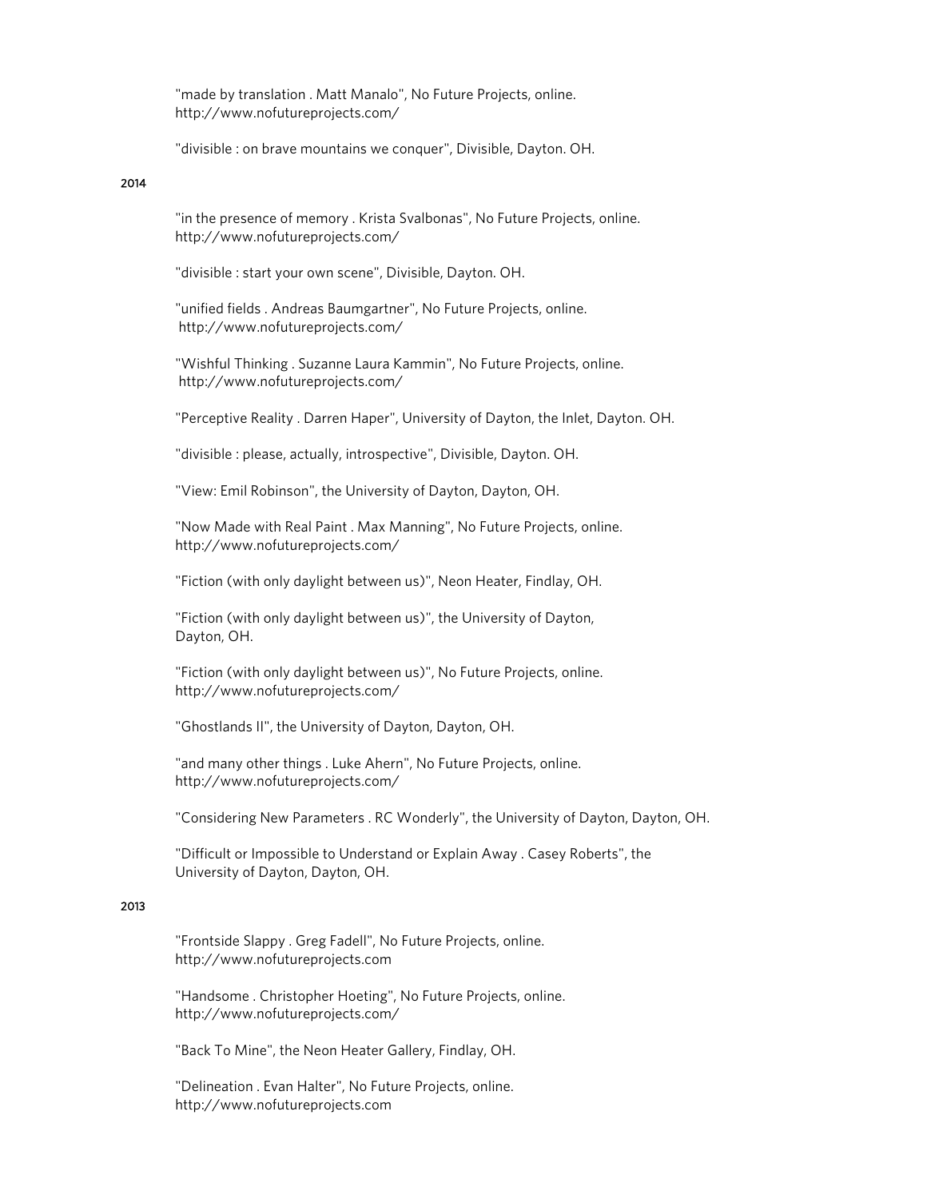"made by translation . Matt Manalo", No Future Projects, online.
http://www.nofutureprojects.com/

"divisible : on brave mountains we conquer", Divisible, Dayton. OH.

**2014**

"in the presence of memory . Krista Svalbonas", No Future Projects, online.
http://www.nofutureprojects.com/

"divisible : start your own scene", Divisible, Dayton. OH.

"unified fields . Andreas Baumgartner", No Future Projects, online.
http://www.nofutureprojects.com/

"Wishful Thinking . Suzanne Laura Kammin", No Future Projects, online.
http://www.nofutureprojects.com/

"Perceptive Reality . Darren Haper", University of Dayton, the Inlet, Dayton. OH.

"divisible : please, actually, introspective", Divisible, Dayton. OH.

"View: Emil Robinson", the University of Dayton, Dayton, OH.

"Now Made with Real Paint . Max Manning", No Future Projects, online.
http://www.nofutureprojects.com/

"Fiction (with only daylight between us)", Neon Heater, Findlay, OH.

"Fiction (with only daylight between us)", the University of Dayton, Dayton, OH.

"Fiction (with only daylight between us)", No Future Projects, online.
http://www.nofutureprojects.com/

"Ghostlands II", the University of Dayton, Dayton, OH.

"and many other things . Luke Ahern", No Future Projects, online.
http://www.nofutureprojects.com/

"Considering New Parameters . RC Wonderly", the University of Dayton, Dayton, OH.

"Difficult or Impossible to Understand or Explain Away . Casey Roberts", the University of Dayton, Dayton, OH.

**2013**

"Frontside Slappy . Greg Fadell", No Future Projects, online.
http://www.nofutureprojects.com

"Handsome . Christopher Hoeting", No Future Projects, online.
http://www.nofutureprojects.com/

"Back To Mine", the Neon Heater Gallery, Findlay, OH.

"Delineation . Evan Halter", No Future Projects, online.
http://www.nofutureprojects.com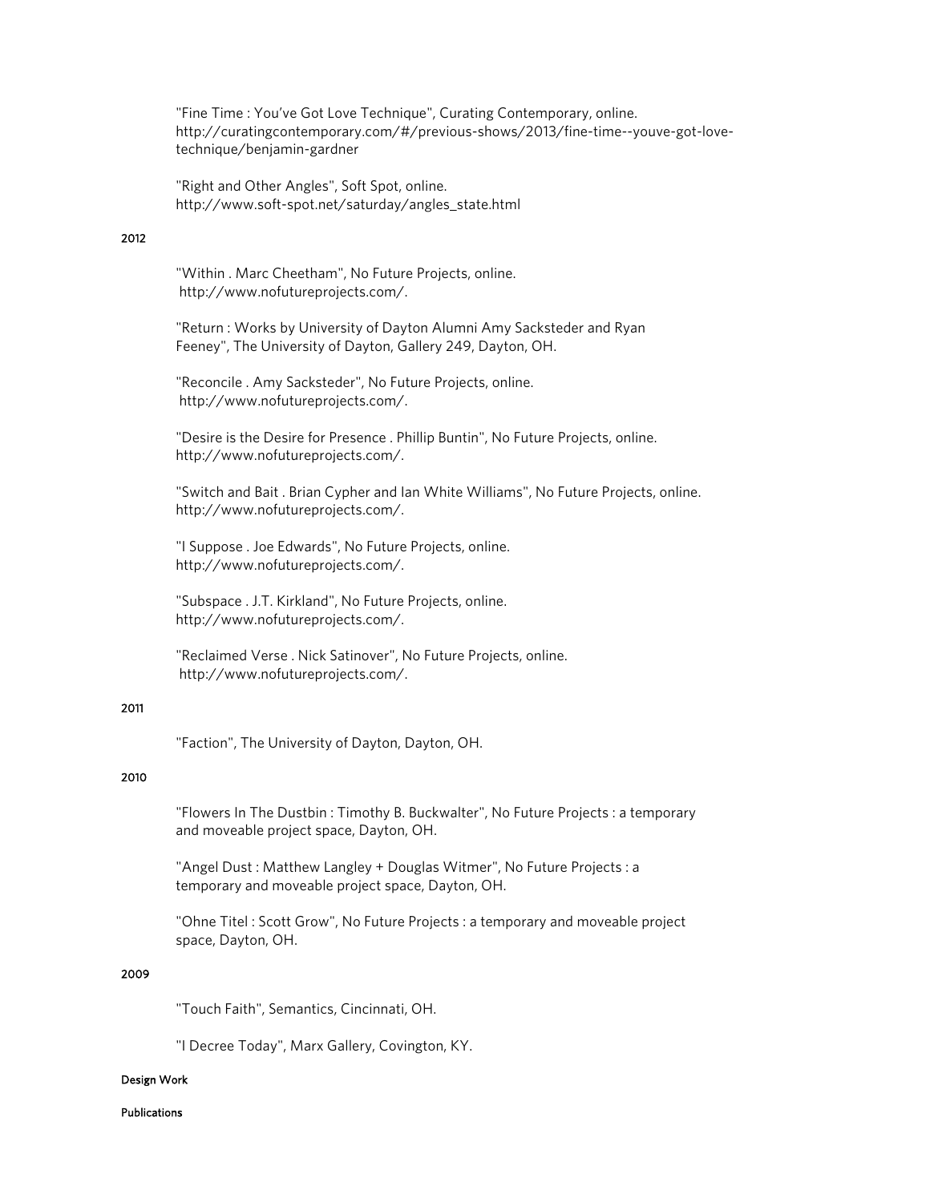"Fine Time : You've Got Love Technique", Curating Contemporary, online. http://curatingcontemporary.com/#/previous-shows/2013/fine-time--youve-got-love-technique/benjamin-gardner

"Right and Other Angles", Soft Spot, online. http://www.soft-spot.net/saturday/angles_state.html

2012

"Within . Marc Cheetham", No Future Projects, online. http://www.nofutureprojects.com/.

"Return : Works by University of Dayton Alumni Amy Sacksteder and Ryan Feeney", The University of Dayton, Gallery 249, Dayton, OH.

"Reconcile . Amy Sacksteder", No Future Projects, online. http://www.nofutureprojects.com/.

"Desire is the Desire for Presence . Phillip Buntin", No Future Projects, online. http://www.nofutureprojects.com/.

"Switch and Bait . Brian Cypher and Ian White Williams", No Future Projects, online. http://www.nofutureprojects.com/.

"I Suppose . Joe Edwards", No Future Projects, online. http://www.nofutureprojects.com/.

"Subspace . J.T. Kirkland", No Future Projects, online. http://www.nofutureprojects.com/.

"Reclaimed Verse . Nick Satinover", No Future Projects, online. http://www.nofutureprojects.com/.

2011

"Faction", The University of Dayton, Dayton, OH.

2010

"Flowers In The Dustbin : Timothy B. Buckwalter", No Future Projects : a temporary and moveable project space, Dayton, OH.

"Angel Dust : Matthew Langley + Douglas Witmer", No Future Projects : a temporary and moveable project space, Dayton, OH.

"Ohne Titel : Scott Grow", No Future Projects : a temporary and moveable project space, Dayton, OH.

2009

"Touch Faith", Semantics, Cincinnati, OH.

"I Decree Today", Marx Gallery, Covington, KY.

Design Work

Publications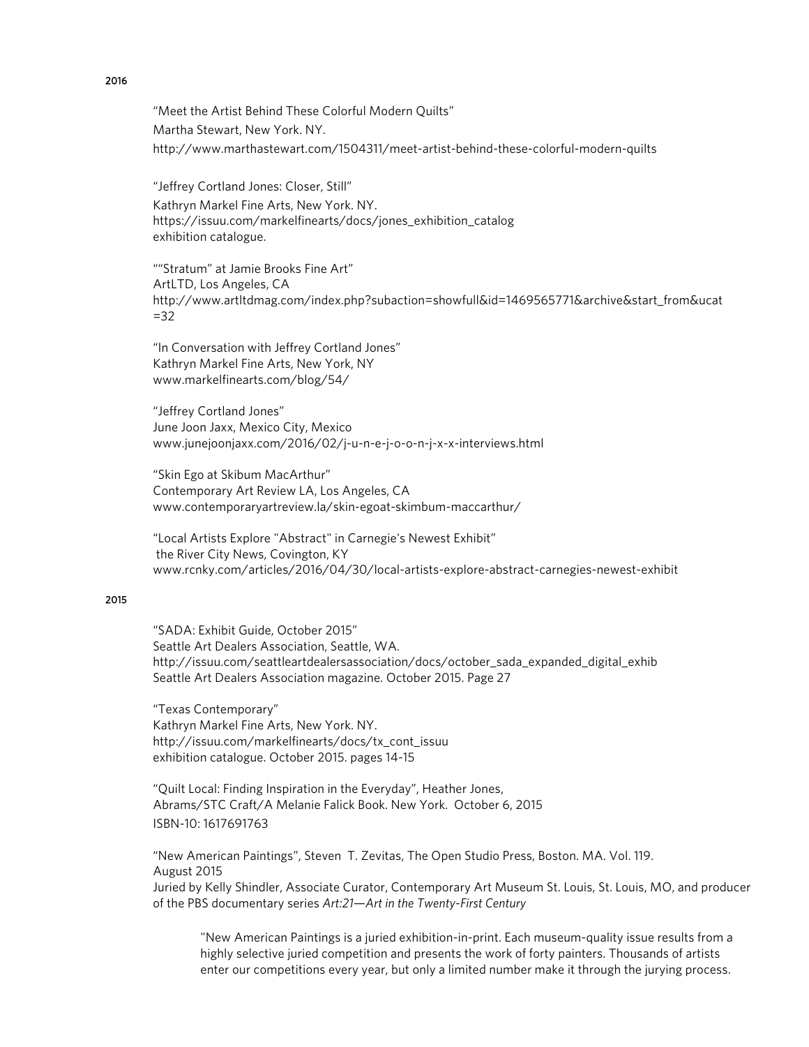**2016**

"Meet the Artist Behind These Colorful Modern Quilts"
Martha Stewart, New York. NY.
http://www.marthastewart.com/1504311/meet-artist-behind-these-colorful-modern-quilts

"Jeffrey Cortland Jones: Closer, Still"
Kathryn Markel Fine Arts, New York. NY.
https://issuu.com/markelfinearts/docs/jones_exhibition_catalog
exhibition catalogue.

""Stratum" at Jamie Brooks Fine Art"
ArtLTD, Los Angeles, CA
http://www.artltdmag.com/index.php?subaction=showfull&id=1469565771&archive&start_from&ucat=32

"In Conversation with Jeffrey Cortland Jones"
Kathryn Markel Fine Arts, New York, NY
www.markelfinearts.com/blog/54/

"Jeffrey Cortland Jones"
June Joon Jaxx, Mexico City, Mexico
www.junejoonjaxx.com/2016/02/j-u-n-e-j-o-o-n-j-x-x-interviews.html

"Skin Ego at Skibum MacArthur"
Contemporary Art Review LA, Los Angeles, CA
www.contemporaryartreview.la/skin-egoat-skimbum-maccarthur/

"Local Artists Explore "Abstract" in Carnegie's Newest Exhibit"
the River City News, Covington, KY
www.rcnky.com/articles/2016/04/30/local-artists-explore-abstract-carnegies-newest-exhibit

**2015**

"SADA: Exhibit Guide, October 2015"
Seattle Art Dealers Association, Seattle, WA.
http://issuu.com/seattleartdealersassociation/docs/october_sada_expanded_digital_exhib
Seattle Art Dealers Association magazine. October 2015. Page 27

"Texas Contemporary"
Kathryn Markel Fine Arts, New York. NY.
http://issuu.com/markelfinearts/docs/tx_cont_issuu
exhibition catalogue. October 2015. pages 14-15

"Quilt Local: Finding Inspiration in the Everyday", Heather Jones,
Abrams/STC Craft/A Melanie Falick Book. New York. October 6, 2015
ISBN-10: 1617691763

"New American Paintings", Steven T. Zevitas, The Open Studio Press, Boston. MA. Vol. 119.
August 2015
Juried by Kelly Shindler, Associate Curator, Contemporary Art Museum St. Louis, St. Louis, MO, and producer of the PBS documentary series *Art:21—Art in the Twenty-First Century*

> "New American Paintings is a juried exhibition-in-print. Each museum-quality issue results from a highly selective juried competition and presents the work of forty painters. Thousands of artists enter our competitions every year, but only a limited number make it through the jurying process.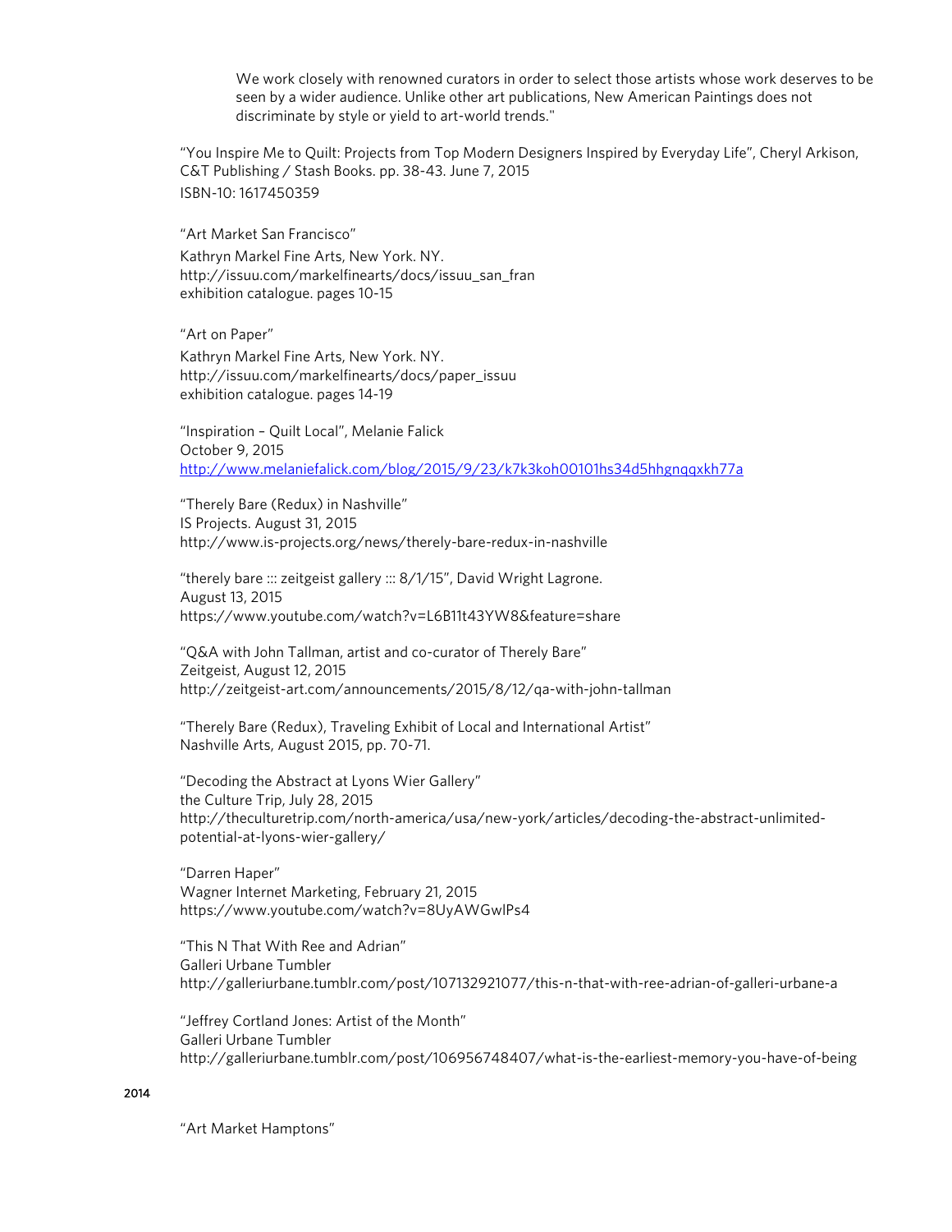We work closely with renowned curators in order to select those artists whose work deserves to be seen by a wider audience. Unlike other art publications, New American Paintings does not discriminate by style or yield to art-world trends."

"You Inspire Me to Quilt: Projects from Top Modern Designers Inspired by Everyday Life", Cheryl Arkison, C&T Publishing / Stash Books. pp. 38-43. June 7, 2015
ISBN-10: 1617450359

"Art Market San Francisco"
Kathryn Markel Fine Arts, New York. NY.
http://issuu.com/markelfinearts/docs/issuu_san_fran
exhibition catalogue. pages 10-15

"Art on Paper"
Kathryn Markel Fine Arts, New York. NY.
http://issuu.com/markelfinearts/docs/paper_issuu
exhibition catalogue. pages 14-19

"Inspiration – Quilt Local", Melanie Falick
October 9, 2015
http://www.melaniefalick.com/blog/2015/9/23/k7k3koh00101hs34d5hhgnqqxkh77a

"Therely Bare (Redux) in Nashville"
IS Projects. August 31, 2015
http://www.is-projects.org/news/therely-bare-redux-in-nashville

"therely bare ::: zeitgeist gallery ::: 8/1/15", David Wright Lagrone.
August 13, 2015
https://www.youtube.com/watch?v=L6B11t43YW8&feature=share

"Q&A with John Tallman, artist and co-curator of Therely Bare"
Zeitgeist, August 12, 2015
http://zeitgeist-art.com/announcements/2015/8/12/qa-with-john-tallman

"Therely Bare (Redux), Traveling Exhibit of Local and International Artist"
Nashville Arts, August 2015, pp. 70-71.

"Decoding the Abstract at Lyons Wier Gallery"
the Culture Trip, July 28, 2015
http://theculturetrip.com/north-america/usa/new-york/articles/decoding-the-abstract-unlimited-potential-at-lyons-wier-gallery/

"Darren Haper"
Wagner Internet Marketing, February 21, 2015
https://www.youtube.com/watch?v=8UyAWGwlPs4

"This N That With Ree and Adrian"
Galleri Urbane Tumbler
http://galleriurbane.tumblr.com/post/107132921077/this-n-that-with-ree-adrian-of-galleri-urbane-a

"Jeffrey Cortland Jones: Artist of the Month"
Galleri Urbane Tumbler
http://galleriurbane.tumblr.com/post/106956748407/what-is-the-earliest-memory-you-have-of-being

**2014**

"Art Market Hamptons"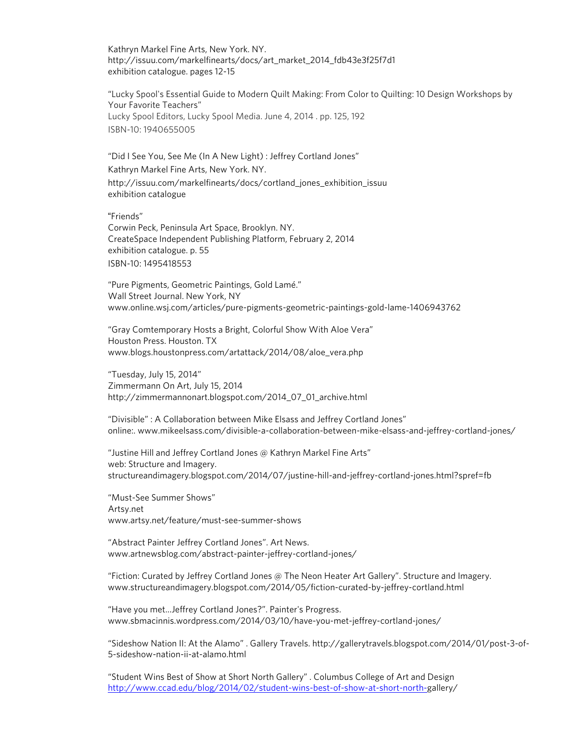Kathryn Markel Fine Arts, New York. NY.
http://issuu.com/markelfinearts/docs/art_market_2014_fdb43e3f25f7d1
exhibition catalogue. pages 12-15

"Lucky Spool's Essential Guide to Modern Quilt Making: From Color to Quilting: 10 Design Workshops by Your Favorite Teachers"
Lucky Spool Editors, Lucky Spool Media. June 4, 2014 . pp. 125, 192
ISBN-10: 1940655005

"Did I See You, See Me (In A New Light) : Jeffrey Cortland Jones"
Kathryn Markel Fine Arts, New York. NY.
http://issuu.com/markelfinearts/docs/cortland_jones_exhibition_issuu
exhibition catalogue

"Friends"
Corwin Peck, Peninsula Art Space, Brooklyn. NY.
CreateSpace Independent Publishing Platform, February 2, 2014
exhibition catalogue. p. 55
ISBN-10: 1495418553

"Pure Pigments, Geometric Paintings, Gold Lamé."
Wall Street Journal. New York, NY
www.online.wsj.com/articles/pure-pigments-geometric-paintings-gold-lame-1406943762

"Gray Comtemporary Hosts a Bright, Colorful Show With Aloe Vera"
Houston Press. Houston. TX
www.blogs.houstonpress.com/artattack/2014/08/aloe_vera.php

"Tuesday, July 15, 2014"
Zimmermann On Art, July 15, 2014
http://zimmermannonart.blogspot.com/2014_07_01_archive.html

"Divisible" : A Collaboration between Mike Elsass and Jeffrey Cortland Jones"
online:. www.mikeelsass.com/divisible-a-collaboration-between-mike-elsass-and-jeffrey-cortland-jones/

"Justine Hill and Jeffrey Cortland Jones @ Kathryn Markel Fine Arts"
web: Structure and Imagery.
structureandimagery.blogspot.com/2014/07/justine-hill-and-jeffrey-cortland-jones.html?spref=fb

"Must-See Summer Shows"
Artsy.net
www.artsy.net/feature/must-see-summer-shows

"Abstract Painter Jeffrey Cortland Jones". Art News.
www.artnewsblog.com/abstract-painter-jeffrey-cortland-jones/

"Fiction: Curated by Jeffrey Cortland Jones @ The Neon Heater Art Gallery". Structure and Imagery.
www.structureandimagery.blogspot.com/2014/05/fiction-curated-by-jeffrey-cortland.html

"Have you met...Jeffrey Cortland Jones?". Painter's Progress.
www.sbmacinnis.wordpress.com/2014/03/10/have-you-met-jeffrey-cortland-jones/

"Sideshow Nation II: At the Alamo" . Gallery Travels. http://gallerytravels.blogspot.com/2014/01/post-3-of-5-sideshow-nation-ii-at-alamo.html

"Student Wins Best of Show at Short North Gallery" . Columbus College of Art and Design
http://www.ccad.edu/blog/2014/02/student-wins-best-of-show-at-short-north-gallery/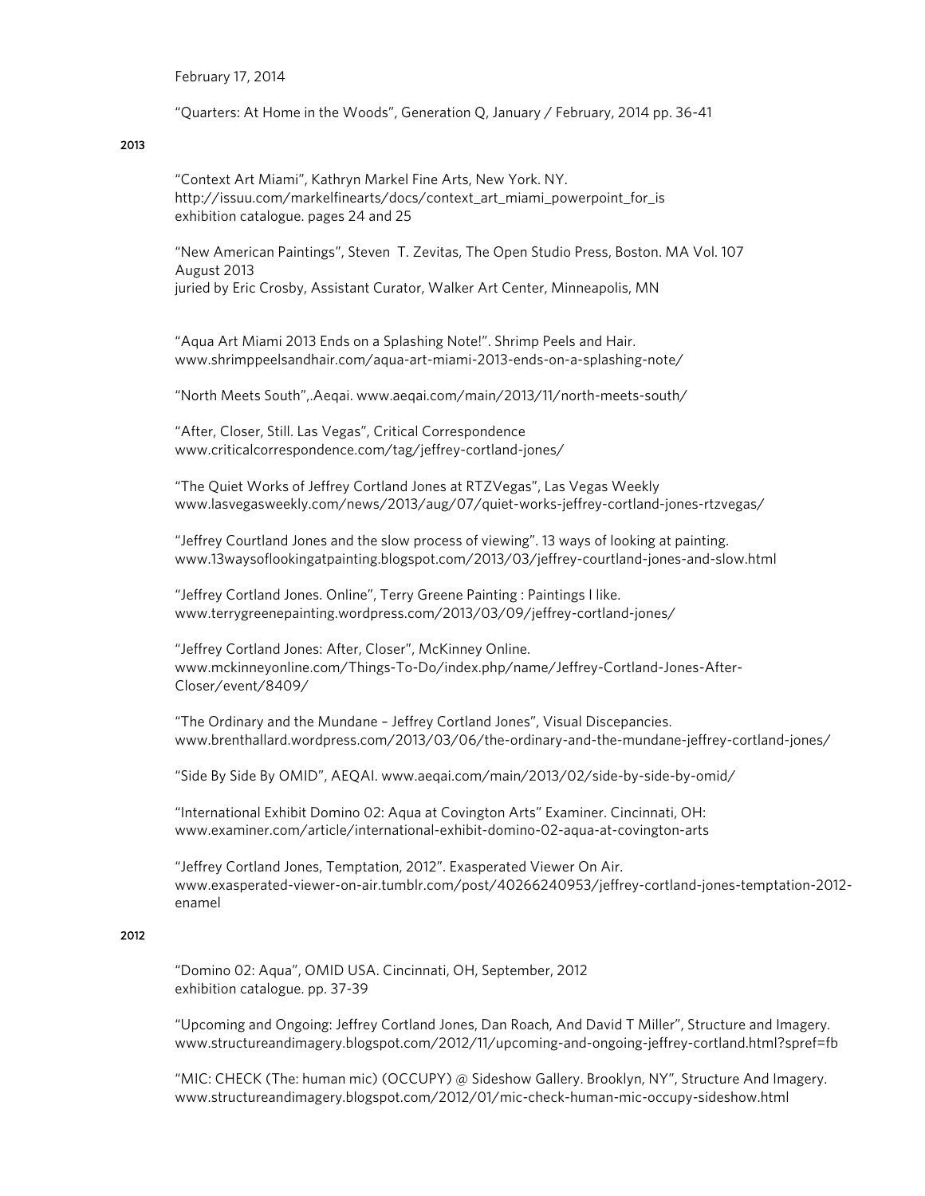February 17, 2014

“Quarters: At Home in the Woods”, Generation Q, January / February, 2014 pp. 36-41

**2013**

“Context Art Miami”, Kathryn Markel Fine Arts, New York. NY.
http://issuu.com/markelfinearts/docs/context_art_miami_powerpoint_for_is
exhibition catalogue. pages 24 and 25

“New American Paintings”, Steven T. Zevitas, The Open Studio Press, Boston. MA Vol. 107
August 2013
juried by Eric Crosby, Assistant Curator, Walker Art Center, Minneapolis, MN

“Aqua Art Miami 2013 Ends on a Splashing Note!”. Shrimp Peels and Hair.
www.shrimppeelsandhair.com/aqua-art-miami-2013-ends-on-a-splashing-note/

“North Meets South”,.Aeqai. www.aeqai.com/main/2013/11/north-meets-south/

“After, Closer, Still. Las Vegas”, Critical Correspondence
www.criticalcorrespondence.com/tag/jeffrey-cortland-jones/

“The Quiet Works of Jeffrey Cortland Jones at RTZVegas”, Las Vegas Weekly
www.lasvegasweekly.com/news/2013/aug/07/quiet-works-jeffrey-cortland-jones-rtzvegas/

“Jeffrey Courtland Jones and the slow process of viewing”. 13 ways of looking at painting.
www.13waysoflookingatpainting.blogspot.com/2013/03/jeffrey-courtland-jones-and-slow.html

“Jeffrey Cortland Jones. Online”, Terry Greene Painting : Paintings I like.
www.terrygreenepainting.wordpress.com/2013/03/09/jeffrey-cortland-jones/

“Jeffrey Cortland Jones: After, Closer”, McKinney Online.
www.mckinneyonline.com/Things-To-Do/index.php/name/Jeffrey-Cortland-Jones-After-Closer/event/8409/

“The Ordinary and the Mundane – Jeffrey Cortland Jones”, Visual Discepancies.
www.brenthallard.wordpress.com/2013/03/06/the-ordinary-and-the-mundane-jeffrey-cortland-jones/

“Side By Side By OMID”, AEQAI. www.aeqai.com/main/2013/02/side-by-side-by-omid/

“International Exhibit Domino 02: Aqua at Covington Arts” Examiner. Cincinnati, OH:
www.examiner.com/article/international-exhibit-domino-02-aqua-at-covington-arts

“Jeffrey Cortland Jones, Temptation, 2012”. Exasperated Viewer On Air.
www.exasperated-viewer-on-air.tumblr.com/post/40266240953/jeffrey-cortland-jones-temptation-2012-enamel

**2012**

“Domino 02: Aqua”, OMID USA. Cincinnati, OH, September, 2012
exhibition catalogue. pp. 37-39

“Upcoming and Ongoing: Jeffrey Cortland Jones, Dan Roach, And David T Miller”, Structure and Imagery.
www.structureandimagery.blogspot.com/2012/11/upcoming-and-ongoing-jeffrey-cortland.html?spref=fb

“MIC: CHECK (The: human mic) (OCCUPY) @ Sideshow Gallery. Brooklyn, NY”, Structure And Imagery.
www.structureandimagery.blogspot.com/2012/01/mic-check-human-mic-occupy-sideshow.html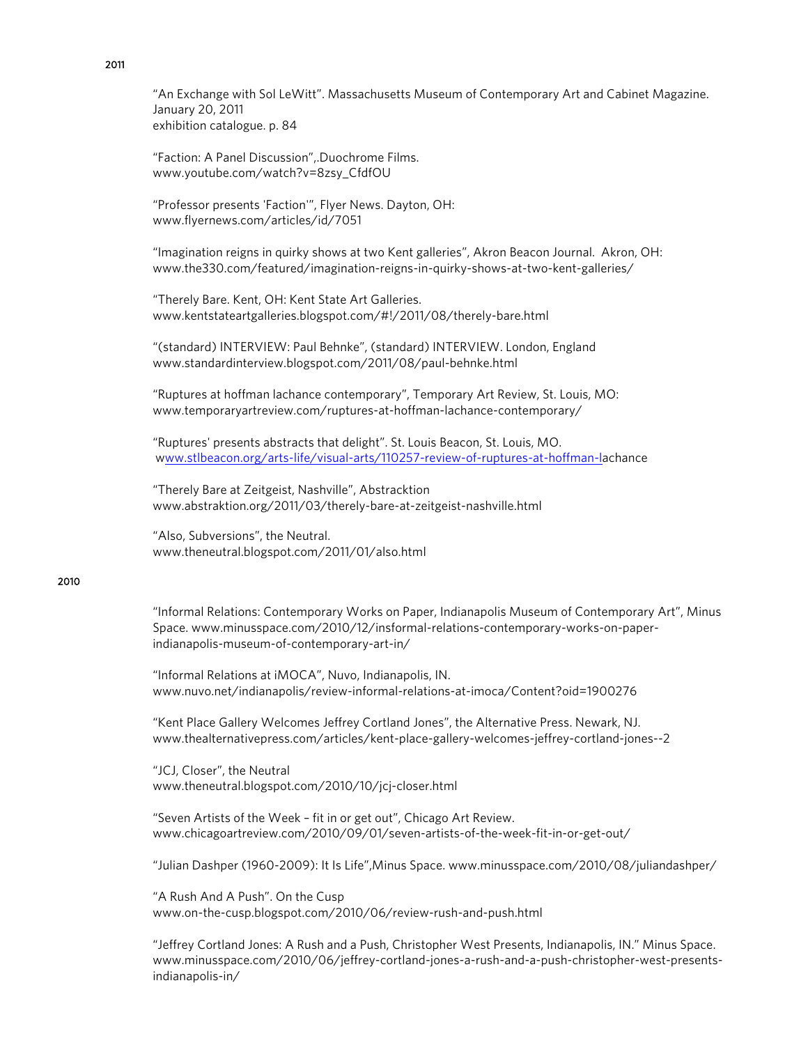**2011**

"An Exchange with Sol LeWitt". Massachusetts Museum of Contemporary Art and Cabinet Magazine.
January 20, 2011
exhibition catalogue. p. 84

"Faction: A Panel Discussion",.Duochrome Films.
www.youtube.com/watch?v=8zsy_CfdfOU

"Professor presents 'Faction'", Flyer News. Dayton, OH:
www.flyernews.com/articles/id/7051

"Imagination reigns in quirky shows at two Kent galleries", Akron Beacon Journal. Akron, OH:
www.the330.com/featured/imagination-reigns-in-quirky-shows-at-two-kent-galleries/

"Therely Bare. Kent, OH: Kent State Art Galleries.
www.kentstateartgalleries.blogspot.com/#!/2011/08/therely-bare.html

"(standard) INTERVIEW: Paul Behnke", (standard) INTERVIEW. London, England
www.standardinterview.blogspot.com/2011/08/paul-behnke.html

"Ruptures at hoffman lachance contemporary", Temporary Art Review, St. Louis, MO:
www.temporaryartreview.com/ruptures-at-hoffman-lachance-contemporary/

"Ruptures' presents abstracts that delight". St. Louis Beacon, St. Louis, MO.
www.stlbeacon.org/arts-life/visual-arts/110257-review-of-ruptures-at-hoffman-lachance

"Therely Bare at Zeitgeist, Nashville", Abstracktion
www.abstraktion.org/2011/03/therely-bare-at-zeitgeist-nashville.html

"Also, Subversions", the Neutral.
www.theneutral.blogspot.com/2011/01/also.html

**2010**

"Informal Relations: Contemporary Works on Paper, Indianapolis Museum of Contemporary Art", Minus Space. www.minusspace.com/2010/12/insformal-relations-contemporary-works-on-paper-indianapolis-museum-of-contemporary-art-in/

"Informal Relations at iMOCA", Nuvo, Indianapolis, IN.
www.nuvo.net/indianapolis/review-informal-relations-at-imoca/Content?oid=1900276

"Kent Place Gallery Welcomes Jeffrey Cortland Jones", the Alternative Press. Newark, NJ.
www.thealternativepress.com/articles/kent-place-gallery-welcomes-jeffrey-cortland-jones--2

"JCJ, Closer", the Neutral
www.theneutral.blogspot.com/2010/10/jcj-closer.html

"Seven Artists of the Week – fit in or get out", Chicago Art Review.
www.chicagoartreview.com/2010/09/01/seven-artists-of-the-week-fit-in-or-get-out/

"Julian Dashper (1960-2009): It Is Life",Minus Space. www.minusspace.com/2010/08/juliandashper/

"A Rush And A Push". On the Cusp
www.on-the-cusp.blogspot.com/2010/06/review-rush-and-push.html

"Jeffrey Cortland Jones: A Rush and a Push, Christopher West Presents, Indianapolis, IN." Minus Space.
www.minusspace.com/2010/06/jeffrey-cortland-jones-a-rush-and-a-push-christopher-west-presents-indianapolis-in/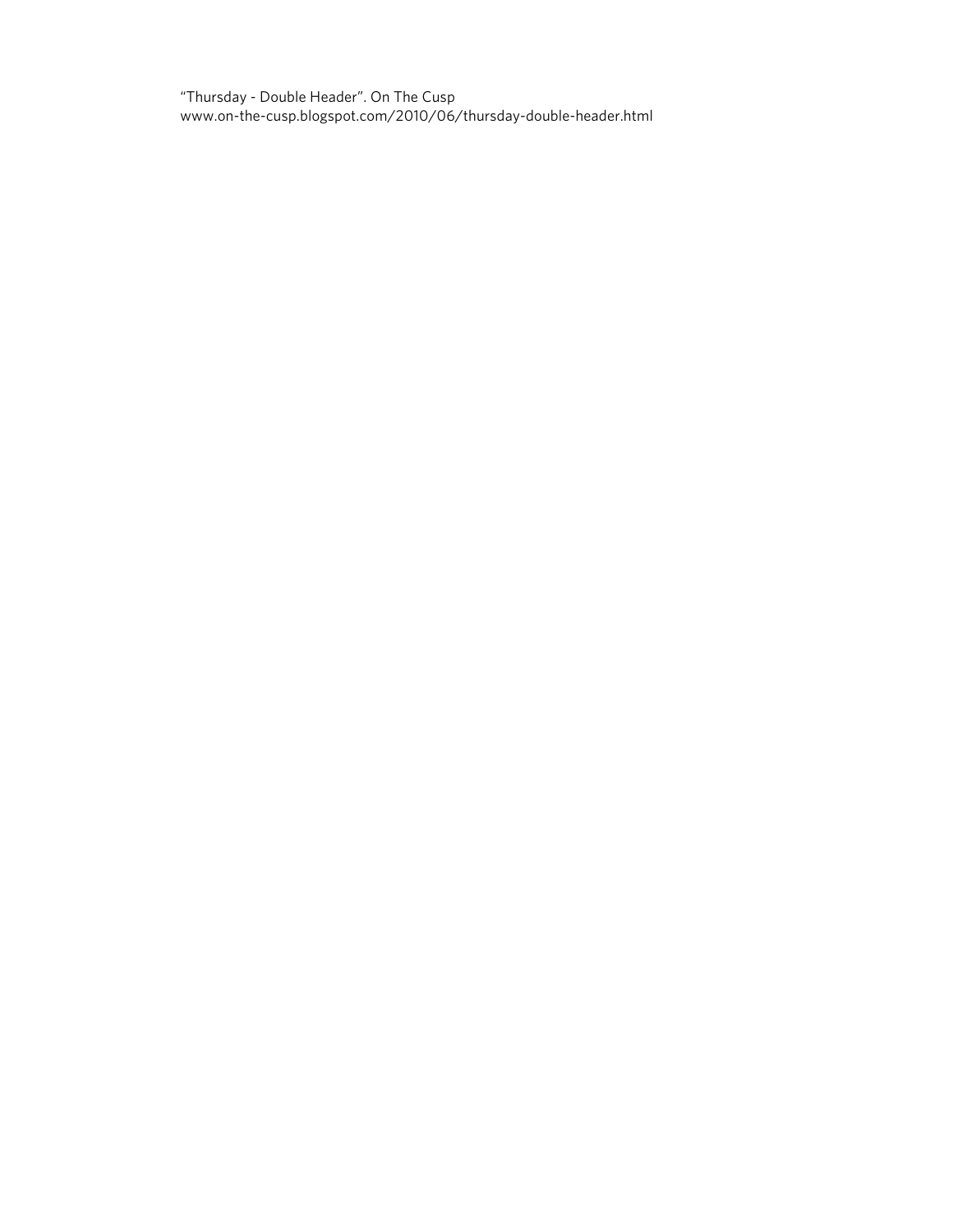“Thursday - Double Header”. On The Cusp
www.on-the-cusp.blogspot.com/2010/06/thursday-double-header.html